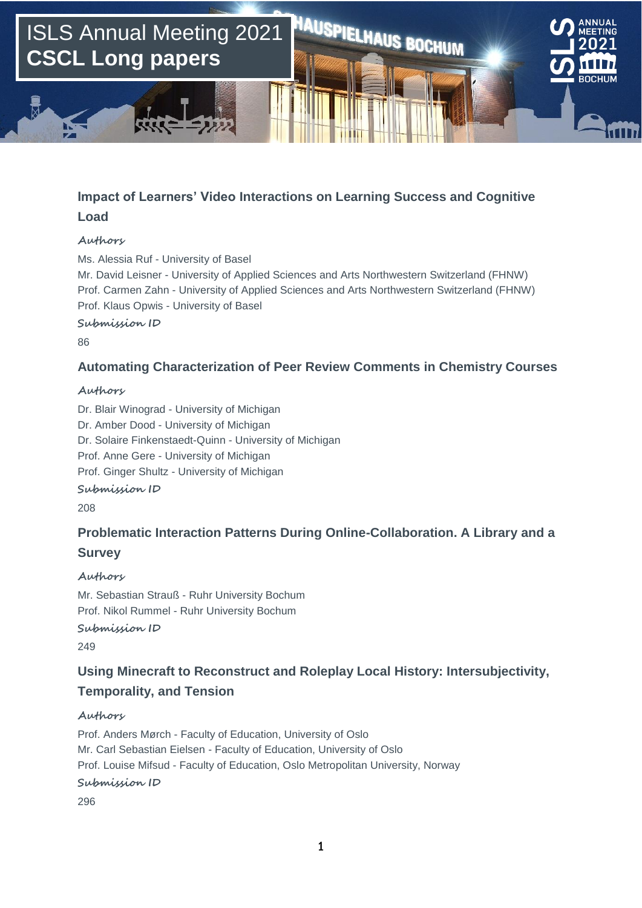# ISLS Annual Meeting 2021
# **CSCL Long papers**

### Impact of Learners' Video Interactions on Learning Success and Cognitive Load

*Authors*

Ms. Alessia Ruf - University of Basel
Mr. David Leisner - University of Applied Sciences and Arts Northwestern Switzerland (FHNW)
Prof. Carmen Zahn - University of Applied Sciences and Arts Northwestern Switzerland (FHNW)
Prof. Klaus Opwis - University of Basel

*Submission ID*

86

### Automating Characterization of Peer Review Comments in Chemistry Courses

*Authors*

Dr. Blair Winograd - University of Michigan
Dr. Amber Dood - University of Michigan
Dr. Solaire Finkenstaedt-Quinn - University of Michigan
Prof. Anne Gere - University of Michigan
Prof. Ginger Shultz - University of Michigan

*Submission ID*

208

### Problematic Interaction Patterns During Online-Collaboration. A Library and a Survey

*Authors*

Mr. Sebastian Strauß - Ruhr University Bochum
Prof. Nikol Rummel - Ruhr University Bochum

*Submission ID*

249

### Using Minecraft to Reconstruct and Roleplay Local History: Intersubjectivity, Temporality, and Tension

*Authors*

Prof. Anders Mørch - Faculty of Education, University of Oslo
Mr. Carl Sebastian Eielsen - Faculty of Education, University of Oslo
Prof. Louise Mifsud - Faculty of Education, Oslo Metropolitan University, Norway

*Submission ID*

296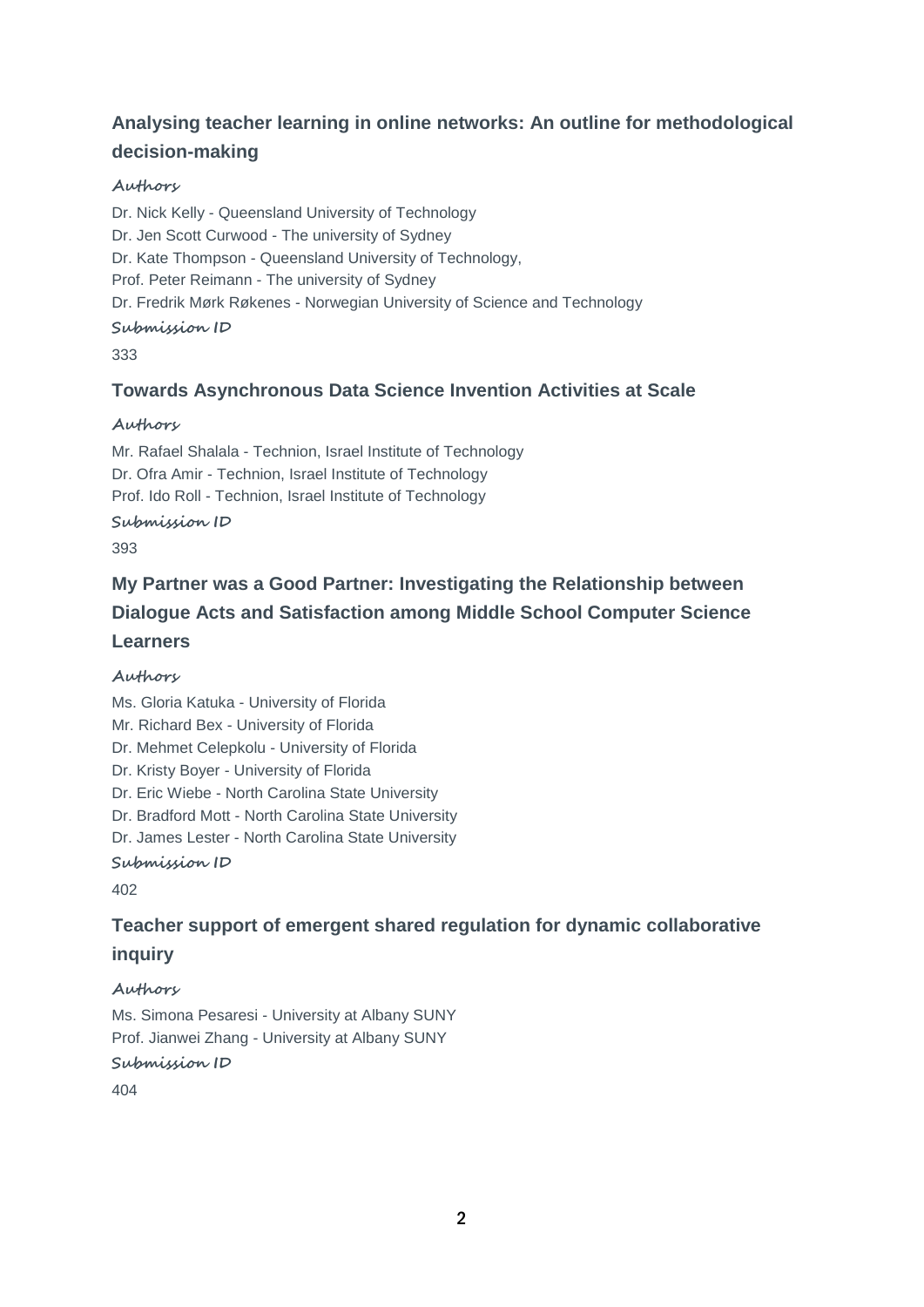### Analysing teacher learning in online networks: An outline for methodological decision-making

**Authors**

Dr. Nick Kelly - Queensland University of Technology
Dr. Jen Scott Curwood - The university of Sydney
Dr. Kate Thompson - Queensland University of Technology,
Prof. Peter Reimann - The university of Sydney
Dr. Fredrik Mørk Røkenes - Norwegian University of Science and Technology

**Submission ID**

333

### Towards Asynchronous Data Science Invention Activities at Scale

**Authors**

Mr. Rafael Shalala - Technion, Israel Institute of Technology
Dr. Ofra Amir - Technion, Israel Institute of Technology
Prof. Ido Roll - Technion, Israel Institute of Technology

**Submission ID**

393

### My Partner was a Good Partner: Investigating the Relationship between Dialogue Acts and Satisfaction among Middle School Computer Science Learners

**Authors**

Ms. Gloria Katuka - University of Florida
Mr. Richard Bex - University of Florida
Dr. Mehmet Celepkolu - University of Florida
Dr. Kristy Boyer - University of Florida
Dr. Eric Wiebe - North Carolina State University
Dr. Bradford Mott - North Carolina State University
Dr. James Lester - North Carolina State University

**Submission ID**

402

### Teacher support of emergent shared regulation for dynamic collaborative inquiry

**Authors**

Ms. Simona Pesaresi - University at Albany SUNY
Prof. Jianwei Zhang - University at Albany SUNY

**Submission ID**

404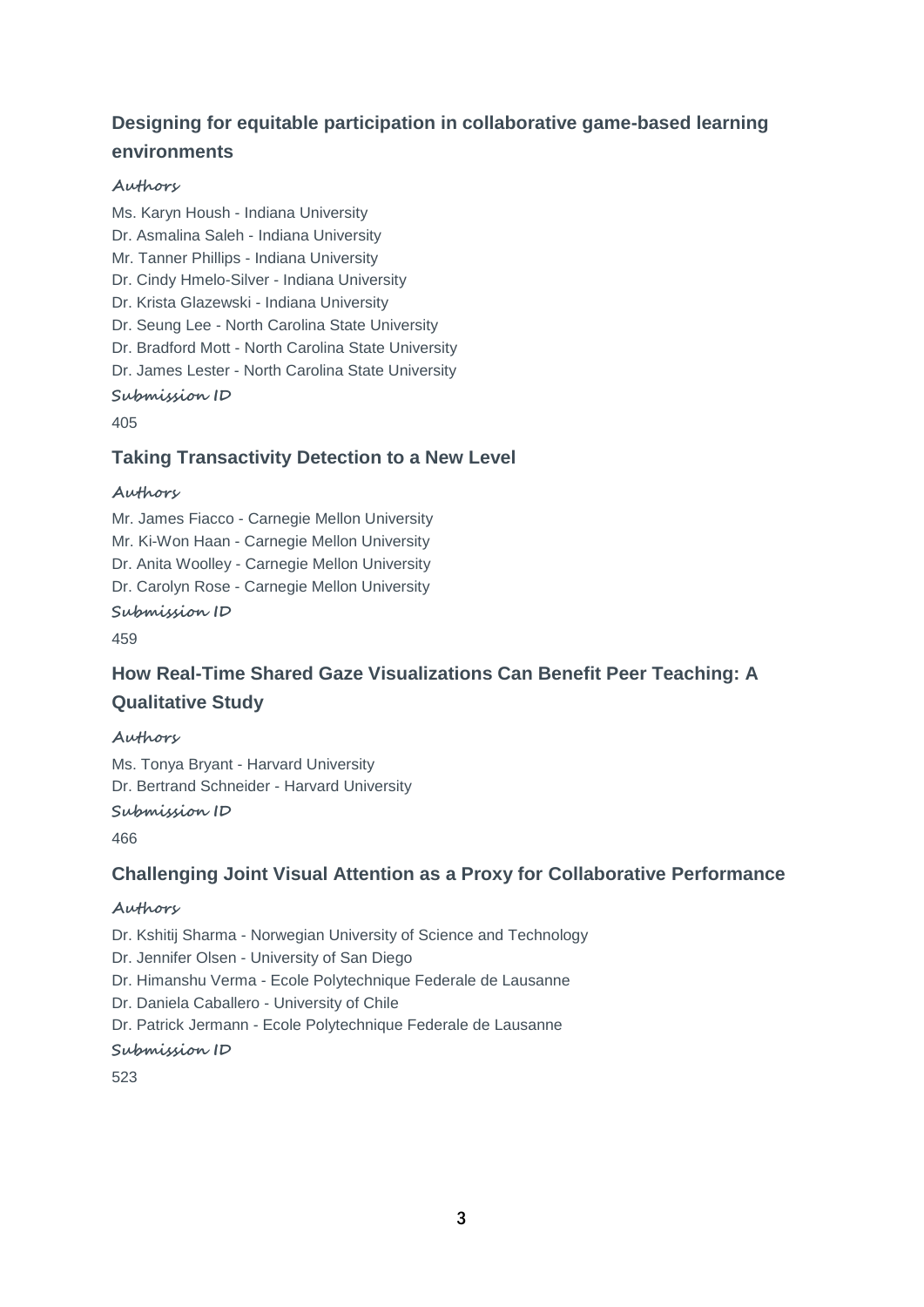### Designing for equitable participation in collaborative game-based learning environments

**Authors**

Ms. Karyn Housh - Indiana University
Dr. Asmalina Saleh - Indiana University
Mr. Tanner Phillips - Indiana University
Dr. Cindy Hmelo-Silver - Indiana University
Dr. Krista Glazewski - Indiana University
Dr. Seung Lee - North Carolina State University
Dr. Bradford Mott - North Carolina State University
Dr. James Lester - North Carolina State University

**Submission ID**

405

### Taking Transactivity Detection to a New Level

**Authors**

Mr. James Fiacco - Carnegie Mellon University
Mr. Ki-Won Haan - Carnegie Mellon University
Dr. Anita Woolley - Carnegie Mellon University
Dr. Carolyn Rose - Carnegie Mellon University

**Submission ID**

459

### How Real-Time Shared Gaze Visualizations Can Benefit Peer Teaching: A Qualitative Study

**Authors**

Ms. Tonya Bryant - Harvard University
Dr. Bertrand Schneider - Harvard University

**Submission ID**

466

### Challenging Joint Visual Attention as a Proxy for Collaborative Performance

**Authors**

Dr. Kshitij Sharma - Norwegian University of Science and Technology
Dr. Jennifer Olsen - University of San Diego
Dr. Himanshu Verma - Ecole Polytechnique Federale de Lausanne
Dr. Daniela Caballero - University of Chile
Dr. Patrick Jermann - Ecole Polytechnique Federale de Lausanne

**Submission ID**

523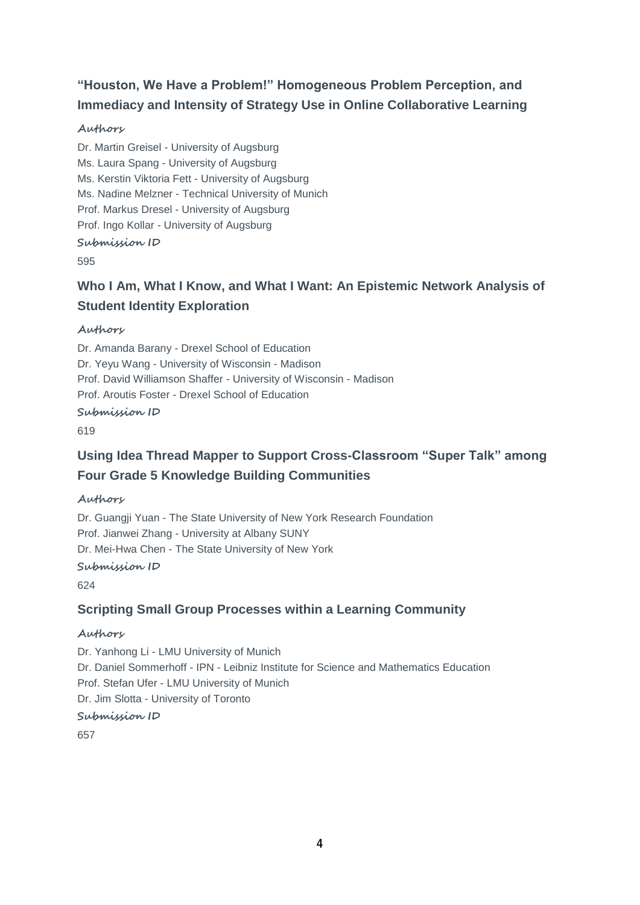### "Houston, We Have a Problem!" Homogeneous Problem Perception, and Immediacy and Intensity of Strategy Use in Online Collaborative Learning

**Authors**

Dr. Martin Greisel - University of Augsburg
Ms. Laura Spang - University of Augsburg
Ms. Kerstin Viktoria Fett - University of Augsburg
Ms. Nadine Melzner - Technical University of Munich
Prof. Markus Dresel - University of Augsburg
Prof. Ingo Kollar - University of Augsburg

**Submission ID**

595

### Who I Am, What I Know, and What I Want: An Epistemic Network Analysis of Student Identity Exploration

**Authors**

Dr. Amanda Barany - Drexel School of Education
Dr. Yeyu Wang - University of Wisconsin - Madison
Prof. David Williamson Shaffer - University of Wisconsin - Madison
Prof. Aroutis Foster - Drexel School of Education

**Submission ID**

619

### Using Idea Thread Mapper to Support Cross-Classroom "Super Talk" among Four Grade 5 Knowledge Building Communities

**Authors**

Dr. Guangji Yuan - The State University of New York Research Foundation
Prof. Jianwei Zhang - University at Albany SUNY
Dr. Mei-Hwa Chen - The State University of New York

**Submission ID**

624

### Scripting Small Group Processes within a Learning Community

**Authors**

Dr. Yanhong Li - LMU University of Munich
Dr. Daniel Sommerhoff - IPN - Leibniz Institute for Science and Mathematics Education
Prof. Stefan Ufer - LMU University of Munich
Dr. Jim Slotta - University of Toronto

**Submission ID**

657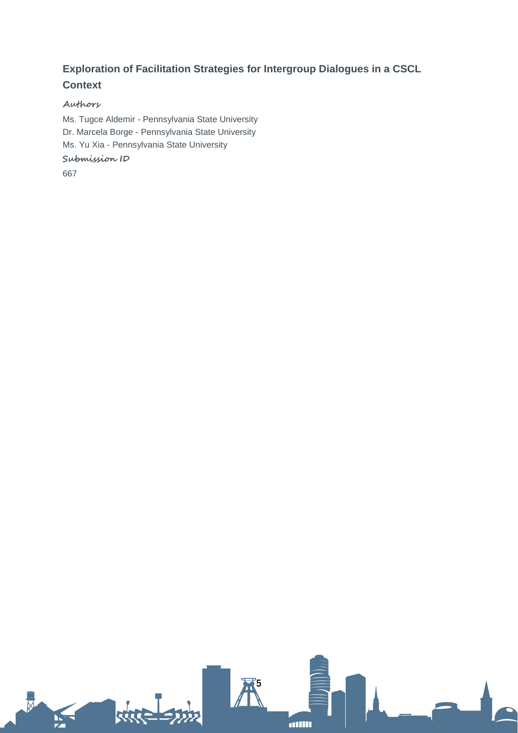### Exploration of Facilitation Strategies for Intergroup Dialogues in a CSCL Context

**Authors**

Ms. Tugce Aldemir - Pennsylvania State University
Dr. Marcela Borge - Pennsylvania State University
Ms. Yu Xia - Pennsylvania State University

**Submission ID**

667